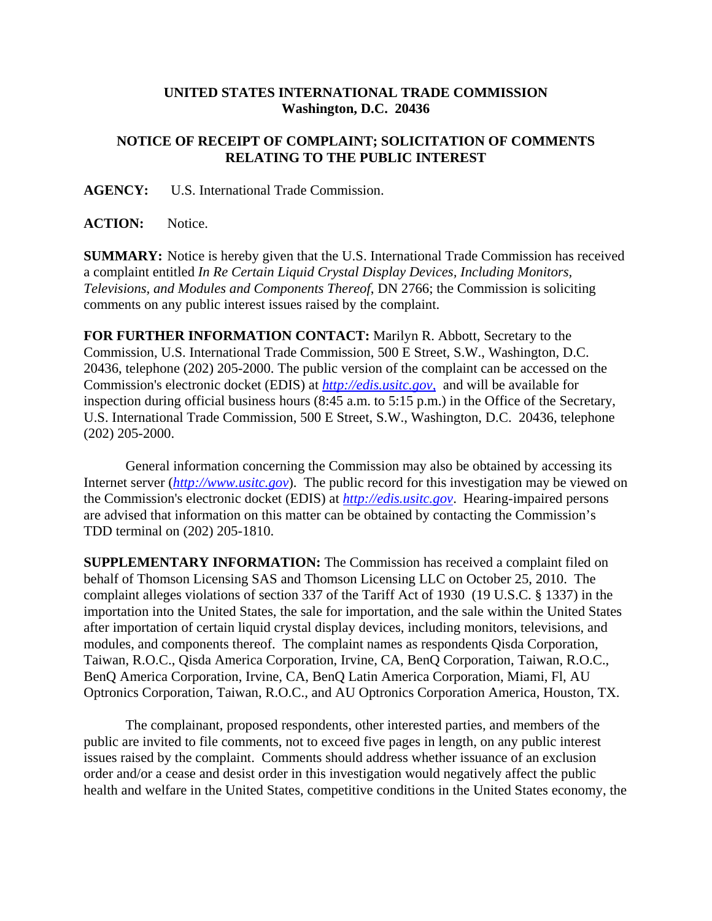**UNITED STATES INTERNATIONAL TRADE COMMISSION**
**Washington, D.C. 20436**

**NOTICE OF RECEIPT OF COMPLAINT; SOLICITATION OF COMMENTS RELATING TO THE PUBLIC INTEREST**

**AGENCY:** U.S. International Trade Commission.

**ACTION:** Notice.

**SUMMARY:** Notice is hereby given that the U.S. International Trade Commission has received a complaint entitled *In Re Certain Liquid Crystal Display Devices, Including Monitors, Televisions, and Modules and Components Thereof*, DN 2766; the Commission is soliciting comments on any public interest issues raised by the complaint.

**FOR FURTHER INFORMATION CONTACT:** Marilyn R. Abbott, Secretary to the Commission, U.S. International Trade Commission, 500 E Street, S.W., Washington, D.C. 20436, telephone (202) 205-2000. The public version of the complaint can be accessed on the Commission's electronic docket (EDIS) at *http://edis.usitc.gov*, and will be available for inspection during official business hours (8:45 a.m. to 5:15 p.m.) in the Office of the Secretary, U.S. International Trade Commission, 500 E Street, S.W., Washington, D.C. 20436, telephone (202) 205-2000.

General information concerning the Commission may also be obtained by accessing its Internet server (*http://www.usitc.gov*). The public record for this investigation may be viewed on the Commission's electronic docket (EDIS) at *http://edis.usitc.gov*. Hearing-impaired persons are advised that information on this matter can be obtained by contacting the Commission's TDD terminal on (202) 205-1810.

**SUPPLEMENTARY INFORMATION:** The Commission has received a complaint filed on behalf of Thomson Licensing SAS and Thomson Licensing LLC on October 25, 2010. The complaint alleges violations of section 337 of the Tariff Act of 1930 (19 U.S.C. § 1337) in the importation into the United States, the sale for importation, and the sale within the United States after importation of certain liquid crystal display devices, including monitors, televisions, and modules, and components thereof. The complaint names as respondents Qisda Corporation, Taiwan, R.O.C., Qisda America Corporation, Irvine, CA, BenQ Corporation, Taiwan, R.O.C., BenQ America Corporation, Irvine, CA, BenQ Latin America Corporation, Miami, Fl, AU Optronics Corporation, Taiwan, R.O.C., and AU Optronics Corporation America, Houston, TX.

The complainant, proposed respondents, other interested parties, and members of the public are invited to file comments, not to exceed five pages in length, on any public interest issues raised by the complaint. Comments should address whether issuance of an exclusion order and/or a cease and desist order in this investigation would negatively affect the public health and welfare in the United States, competitive conditions in the United States economy, the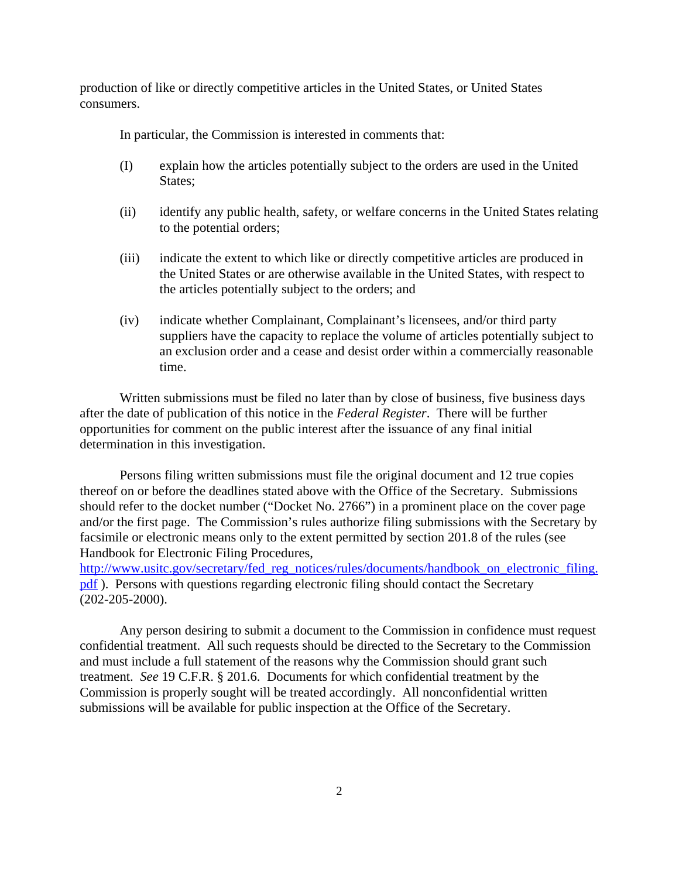production of like or directly competitive articles in the United States, or United States consumers.

In particular, the Commission is interested in comments that:

(I) explain how the articles potentially subject to the orders are used in the United States;

(ii) identify any public health, safety, or welfare concerns in the United States relating to the potential orders;

(iii) indicate the extent to which like or directly competitive articles are produced in the United States or are otherwise available in the United States, with respect to the articles potentially subject to the orders; and

(iv) indicate whether Complainant, Complainant's licensees, and/or third party suppliers have the capacity to replace the volume of articles potentially subject to an exclusion order and a cease and desist order within a commercially reasonable time.

Written submissions must be filed no later than by close of business, five business days after the date of publication of this notice in the *Federal Register*. There will be further opportunities for comment on the public interest after the issuance of any final initial determination in this investigation.

Persons filing written submissions must file the original document and 12 true copies thereof on or before the deadlines stated above with the Office of the Secretary. Submissions should refer to the docket number ("Docket No. 2766") in a prominent place on the cover page and/or the first page. The Commission's rules authorize filing submissions with the Secretary by facsimile or electronic means only to the extent permitted by section 201.8 of the rules (see Handbook for Electronic Filing Procedures, [http://www.usitc.gov/secretary/fed_reg_notices/rules/documents/handbook_on_electronic_filing.pdf](http://www.usitc.gov/secretary/fed_reg_notices/rules/documents/handbook_on_electronic_filing.pdf) ). Persons with questions regarding electronic filing should contact the Secretary (202-205-2000).

Any person desiring to submit a document to the Commission in confidence must request confidential treatment. All such requests should be directed to the Secretary to the Commission and must include a full statement of the reasons why the Commission should grant such treatment. *See* 19 C.F.R. § 201.6. Documents for which confidential treatment by the Commission is properly sought will be treated accordingly. All nonconfidential written submissions will be available for public inspection at the Office of the Secretary.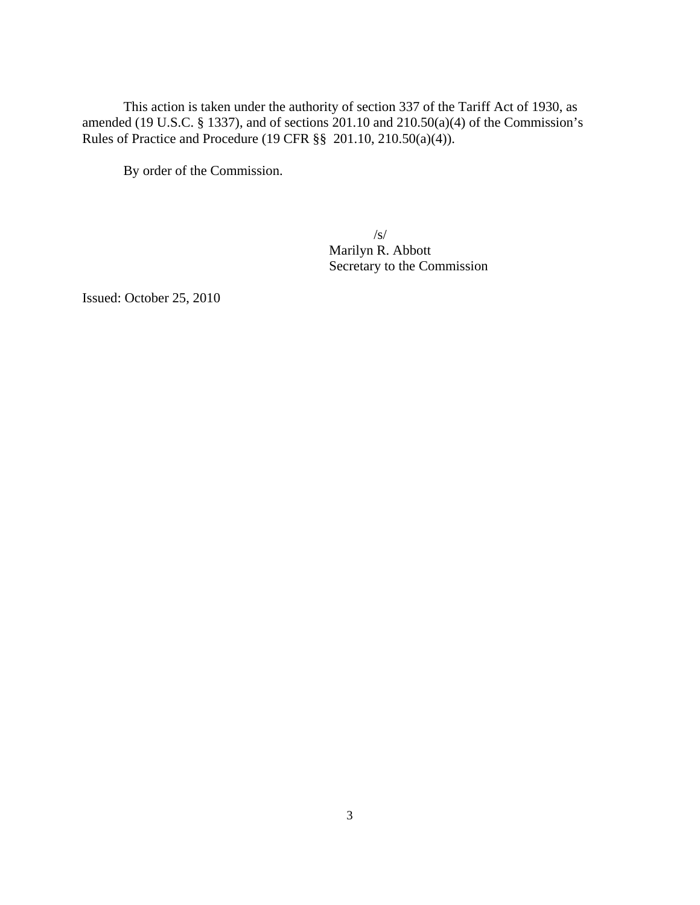This action is taken under the authority of section 337 of the Tariff Act of 1930, as amended (19 U.S.C. § 1337), and of sections 201.10 and 210.50(a)(4) of the Commission's Rules of Practice and Procedure (19 CFR §§ 201.10, 210.50(a)(4)).

By order of the Commission.

/s/
Marilyn R. Abbott
Secretary to the Commission

Issued: October 25, 2010